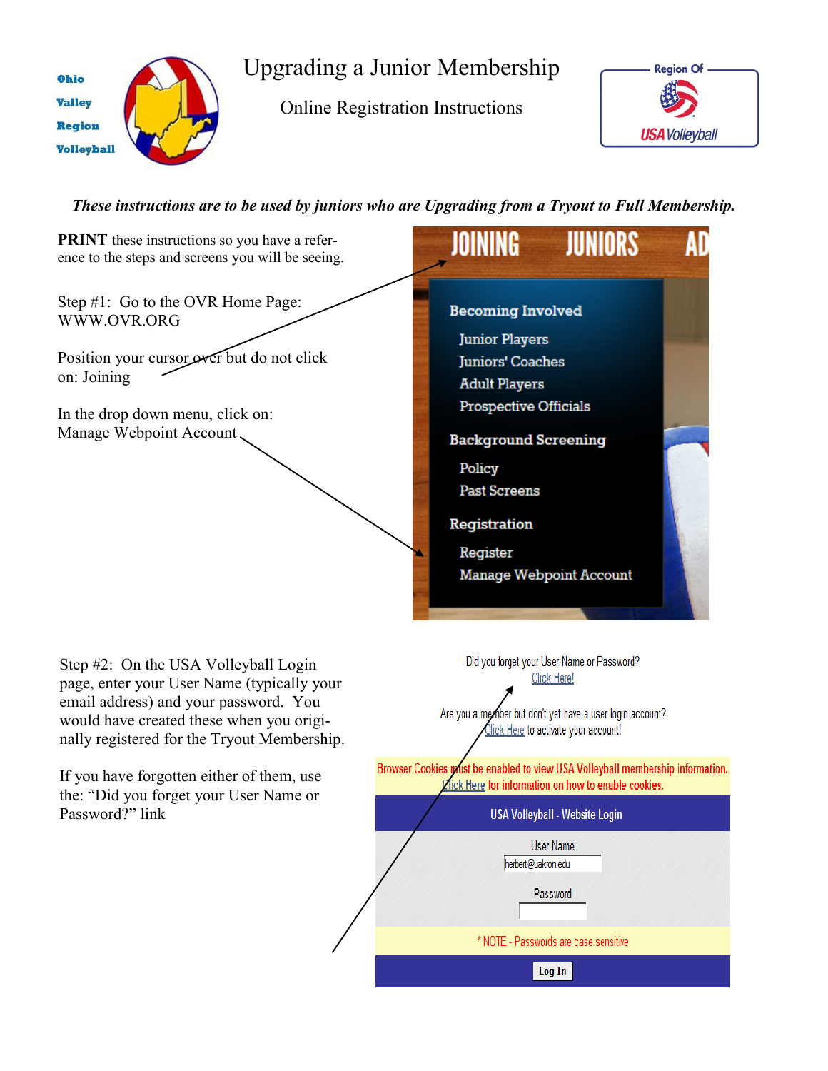Ohio Valley Region Volleyball

# Upgrading a Junior Membership

## Online Registration Instructions

Region Of USA Volleyball

***These instructions are to be used by juniors who are Upgrading from a Tryout to Full Membership.***

**PRINT** these instructions so you have a reference to the steps and screens you will be seeing.

Step #1: Go to the OVR Home Page: WWW.OVR.ORG

Position your cursor over but do not click on: Joining

In the drop down menu, click on: Manage Webpoint Account

JOINING JUNIORS AD

**Becoming Involved**
- Junior Players
- Juniors' Coaches
- Adult Players
- Prospective Officials

**Background Screening**
- Policy
- Past Screens

**Registration**
- Register
- Manage Webpoint Account

Step #2: On the USA Volleyball Login page, enter your User Name (typically your email address) and your password. You would have created these when you originally registered for the Tryout Membership.

If you have forgotten either of them, use the: "Did you forget your User Name or Password?" link

Did you forget your User Name or Password?
Click Here!

Are you a member but don't yet have a user login account?
Click Here to activate your account!

Browser Cookies must be enabled to view USA Volleyball membership information.
Click Here for information on how to enable cookies.

USA Volleyball - Website Login

User Name
herbert@uakron.edu

Password

* NOTE - Passwords are case sensitive

Log In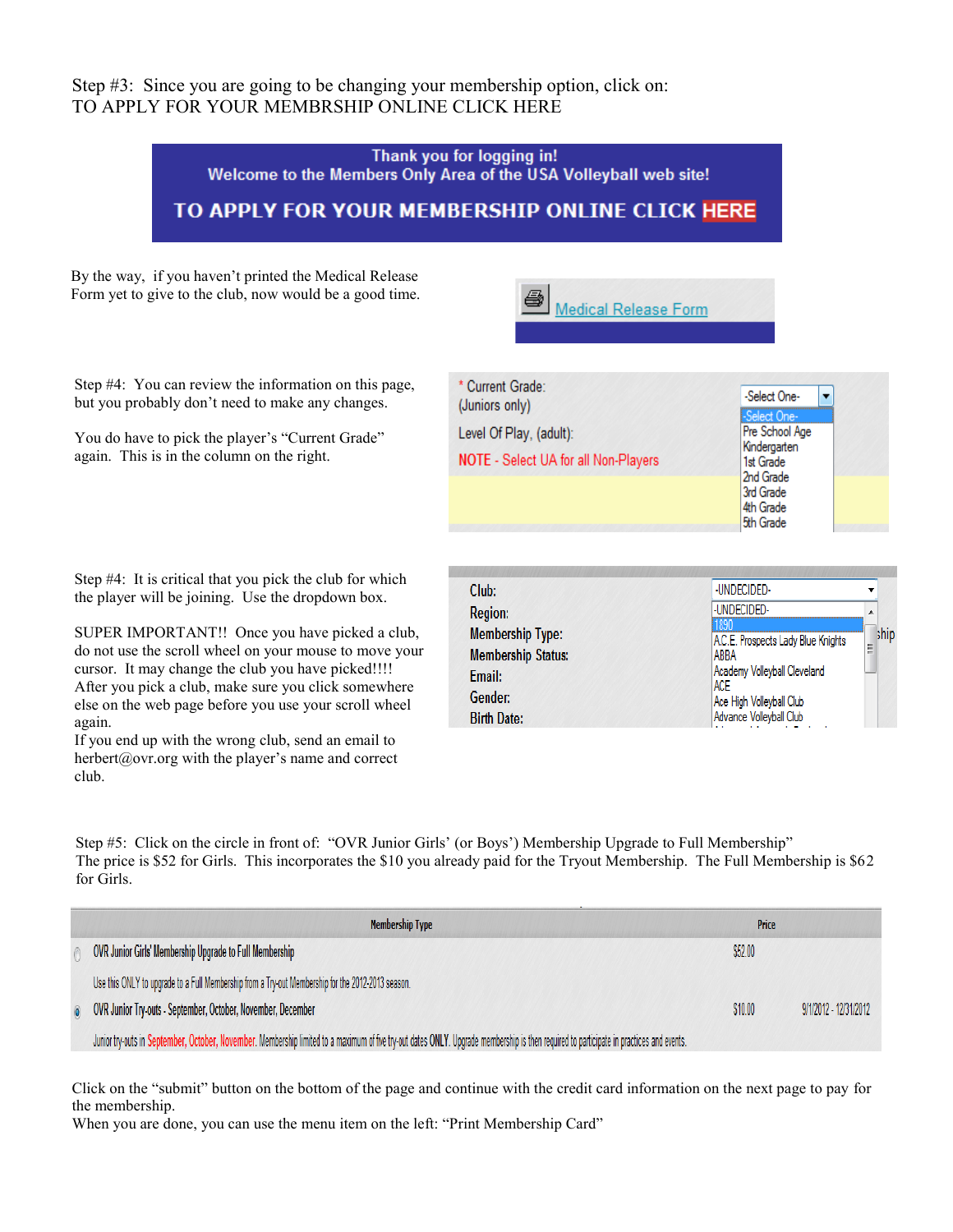Step #3: Since you are going to be changing your membership option, click on:
TO APPLY FOR YOUR MEMBRSHIP ONLINE CLICK HERE

Thank you for logging in!
Welcome to the Members Only Area of the USA Volleyball web site!

TO APPLY FOR YOUR MEMBERSHIP ONLINE CLICK HERE

By the way, if you haven't printed the Medical Release Form yet to give to the club, now would be a good time.

Medical Release Form

Step #4: You can review the information on this page, but you probably don't need to make any changes.

You do have to pick the player's "Current Grade" again. This is in the column on the right.

\* Current Grade:
(Juniors only)
Level Of Play, (adult):
NOTE - Select UA for all Non-Players

-Select One-
-Select One-
Pre School Age
Kindergarten
1st Grade
2nd Grade
3rd Grade
4th Grade
5th Grade

Step #4: It is critical that you pick the club for which the player will be joining. Use the dropdown box.

SUPER IMPORTANT!! Once you have picked a club, do not use the scroll wheel on your mouse to move your cursor. It may change the club you have picked!!!!
After you pick a club, make sure you click somewhere else on the web page before you use your scroll wheel again.
If you end up with the wrong club, send an email to herbert@ovr.org with the player's name and correct club.

Club:
Region:
Membership Type:
Membership Status:
Email:
Gender:
Birth Date:

-UNDECIDED-
-UNDECIDED-
1890
A.C.E. Prospects Lady Blue Knights
ABBA
Academy Volleyball Cleveland
ACE
Ace High Volleyball Club
Advance Volleyball Club

Step #5: Click on the circle in front of: "OVR Junior Girls' (or Boys') Membership Upgrade to Full Membership"
The price is $52 for Girls. This incorporates the $10 you already paid for the Tryout Membership. The Full Membership is $62 for Girls.

| Membership Type | Price | |
|---|---|---|
| OVR Junior Girls' Membership Upgrade to Full Membership | $52.00 | |
| Use this ONLY to upgrade to a Full Membership from a Try-out Membership for the 2012-2013 season. | | |
| OVR Junior Try-outs - September, October, November, December | $10.00 | 9/1/2012 - 12/31/2012 |
| Junior try-outs in September, October, November. Membership limited to a maximum of five try-out dates ONLY. Upgrade membership is then required to participate in practices and events. | | |

Click on the "submit" button on the bottom of the page and continue with the credit card information on the next page to pay for the membership.
When you are done, you can use the menu item on the left: "Print Membership Card"